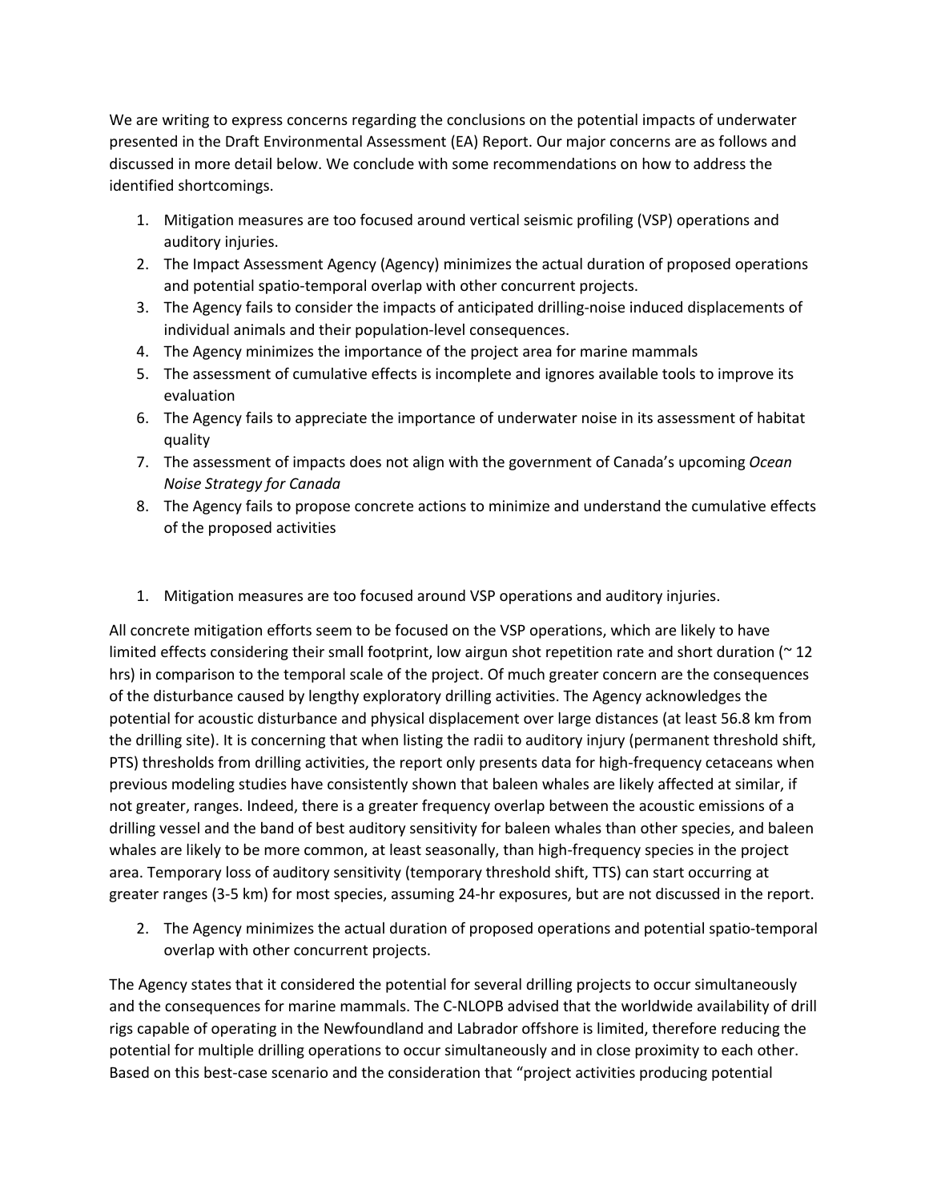We are writing to express concerns regarding the conclusions on the potential impacts of underwater presented in the Draft Environmental Assessment (EA) Report. Our major concerns are as follows and discussed in more detail below. We conclude with some recommendations on how to address the identified shortcomings.

1. Mitigation measures are too focused around vertical seismic profiling (VSP) operations and auditory injuries.
2. The Impact Assessment Agency (Agency) minimizes the actual duration of proposed operations and potential spatio-temporal overlap with other concurrent projects.
3. The Agency fails to consider the impacts of anticipated drilling-noise induced displacements of individual animals and their population-level consequences.
4. The Agency minimizes the importance of the project area for marine mammals
5. The assessment of cumulative effects is incomplete and ignores available tools to improve its evaluation
6. The Agency fails to appreciate the importance of underwater noise in its assessment of habitat quality
7. The assessment of impacts does not align with the government of Canada's upcoming *Ocean Noise Strategy for Canada*
8. The Agency fails to propose concrete actions to minimize and understand the cumulative effects of the proposed activities

1. Mitigation measures are too focused around VSP operations and auditory injuries.

All concrete mitigation efforts seem to be focused on the VSP operations, which are likely to have limited effects considering their small footprint, low airgun shot repetition rate and short duration (~ 12 hrs) in comparison to the temporal scale of the project. Of much greater concern are the consequences of the disturbance caused by lengthy exploratory drilling activities. The Agency acknowledges the potential for acoustic disturbance and physical displacement over large distances (at least 56.8 km from the drilling site). It is concerning that when listing the radii to auditory injury (permanent threshold shift, PTS) thresholds from drilling activities, the report only presents data for high-frequency cetaceans when previous modeling studies have consistently shown that baleen whales are likely affected at similar, if not greater, ranges. Indeed, there is a greater frequency overlap between the acoustic emissions of a drilling vessel and the band of best auditory sensitivity for baleen whales than other species, and baleen whales are likely to be more common, at least seasonally, than high-frequency species in the project area. Temporary loss of auditory sensitivity (temporary threshold shift, TTS) can start occurring at greater ranges (3-5 km) for most species, assuming 24-hr exposures, but are not discussed in the report.

2. The Agency minimizes the actual duration of proposed operations and potential spatio-temporal overlap with other concurrent projects.

The Agency states that it considered the potential for several drilling projects to occur simultaneously and the consequences for marine mammals. The C-NLOPB advised that the worldwide availability of drill rigs capable of operating in the Newfoundland and Labrador offshore is limited, therefore reducing the potential for multiple drilling operations to occur simultaneously and in close proximity to each other. Based on this best-case scenario and the consideration that "project activities producing potential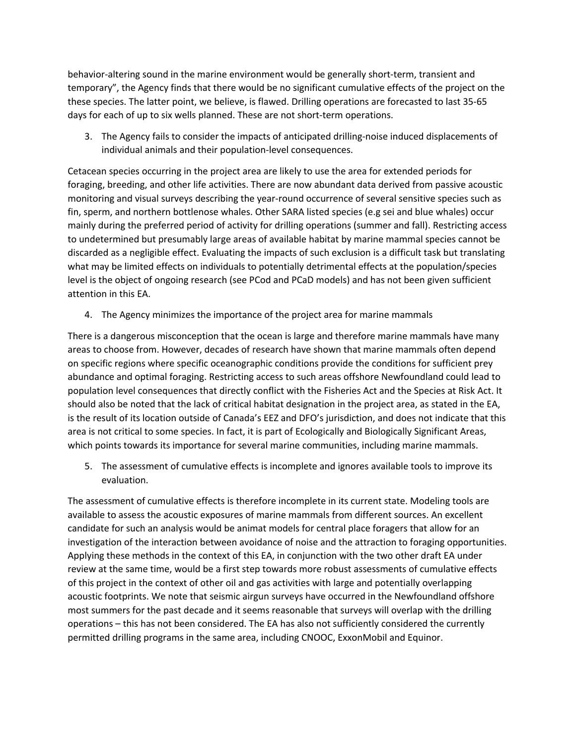behavior-altering sound in the marine environment would be generally short-term, transient and temporary", the Agency finds that there would be no significant cumulative effects of the project on the these species. The latter point, we believe, is flawed. Drilling operations are forecasted to last 35-65 days for each of up to six wells planned. These are not short-term operations.

3. The Agency fails to consider the impacts of anticipated drilling-noise induced displacements of individual animals and their population-level consequences.

Cetacean species occurring in the project area are likely to use the area for extended periods for foraging, breeding, and other life activities. There are now abundant data derived from passive acoustic monitoring and visual surveys describing the year-round occurrence of several sensitive species such as fin, sperm, and northern bottlenose whales. Other SARA listed species (e.g sei and blue whales) occur mainly during the preferred period of activity for drilling operations (summer and fall). Restricting access to undetermined but presumably large areas of available habitat by marine mammal species cannot be discarded as a negligible effect. Evaluating the impacts of such exclusion is a difficult task but translating what may be limited effects on individuals to potentially detrimental effects at the population/species level is the object of ongoing research (see PCod and PCaD models) and has not been given sufficient attention in this EA.

4. The Agency minimizes the importance of the project area for marine mammals

There is a dangerous misconception that the ocean is large and therefore marine mammals have many areas to choose from. However, decades of research have shown that marine mammals often depend on specific regions where specific oceanographic conditions provide the conditions for sufficient prey abundance and optimal foraging. Restricting access to such areas offshore Newfoundland could lead to population level consequences that directly conflict with the Fisheries Act and the Species at Risk Act. It should also be noted that the lack of critical habitat designation in the project area, as stated in the EA, is the result of its location outside of Canada's EEZ and DFO's jurisdiction, and does not indicate that this area is not critical to some species. In fact, it is part of Ecologically and Biologically Significant Areas, which points towards its importance for several marine communities, including marine mammals.

5. The assessment of cumulative effects is incomplete and ignores available tools to improve its evaluation.

The assessment of cumulative effects is therefore incomplete in its current state. Modeling tools are available to assess the acoustic exposures of marine mammals from different sources. An excellent candidate for such an analysis would be animat models for central place foragers that allow for an investigation of the interaction between avoidance of noise and the attraction to foraging opportunities. Applying these methods in the context of this EA, in conjunction with the two other draft EA under review at the same time, would be a first step towards more robust assessments of cumulative effects of this project in the context of other oil and gas activities with large and potentially overlapping acoustic footprints. We note that seismic airgun surveys have occurred in the Newfoundland offshore most summers for the past decade and it seems reasonable that surveys will overlap with the drilling operations – this has not been considered. The EA has also not sufficiently considered the currently permitted drilling programs in the same area, including CNOOC, ExxonMobil and Equinor.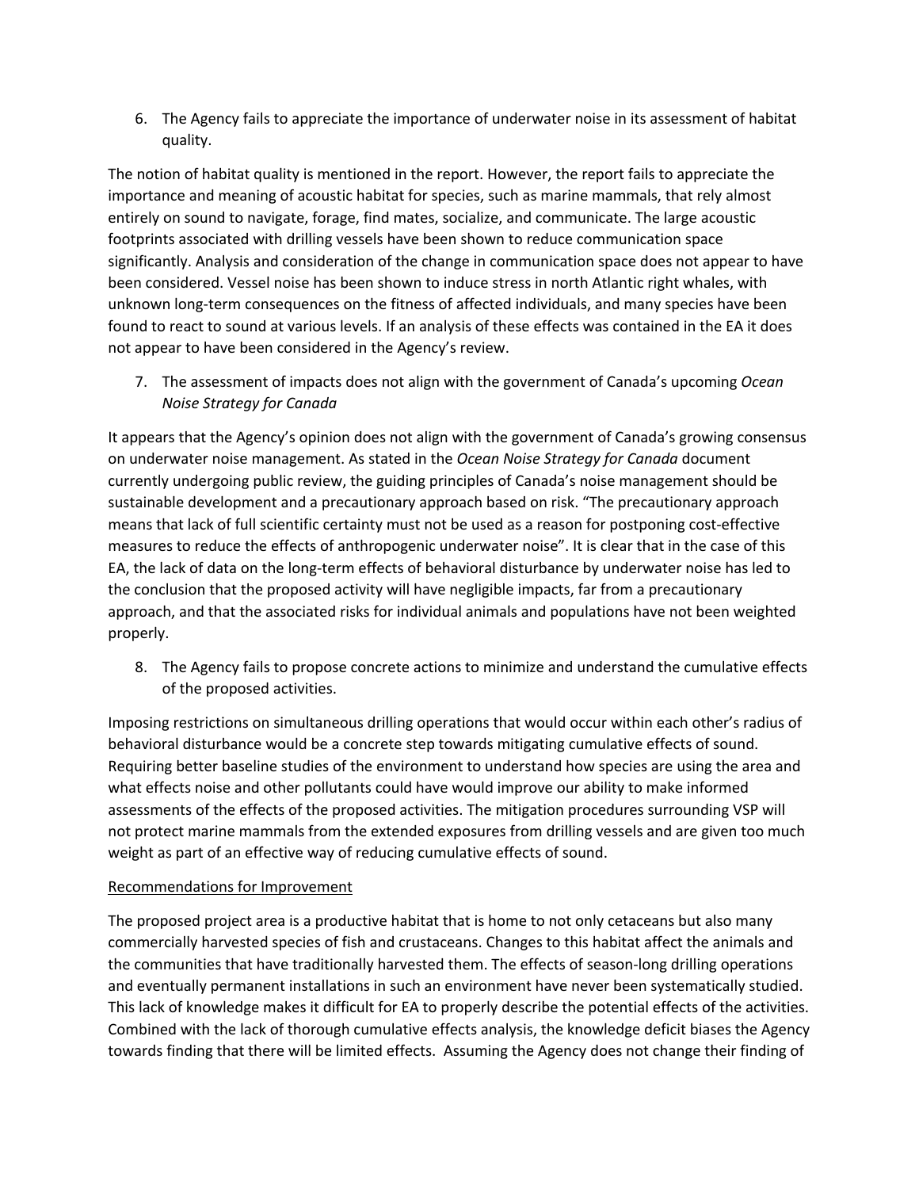6. The Agency fails to appreciate the importance of underwater noise in its assessment of habitat quality.

The notion of habitat quality is mentioned in the report. However, the report fails to appreciate the importance and meaning of acoustic habitat for species, such as marine mammals, that rely almost entirely on sound to navigate, forage, find mates, socialize, and communicate. The large acoustic footprints associated with drilling vessels have been shown to reduce communication space significantly. Analysis and consideration of the change in communication space does not appear to have been considered. Vessel noise has been shown to induce stress in north Atlantic right whales, with unknown long-term consequences on the fitness of affected individuals, and many species have been found to react to sound at various levels. If an analysis of these effects was contained in the EA it does not appear to have been considered in the Agency's review.

7. The assessment of impacts does not align with the government of Canada's upcoming *Ocean Noise Strategy for Canada*

It appears that the Agency's opinion does not align with the government of Canada's growing consensus on underwater noise management. As stated in the *Ocean Noise Strategy for Canada* document currently undergoing public review, the guiding principles of Canada's noise management should be sustainable development and a precautionary approach based on risk. "The precautionary approach means that lack of full scientific certainty must not be used as a reason for postponing cost-effective measures to reduce the effects of anthropogenic underwater noise". It is clear that in the case of this EA, the lack of data on the long-term effects of behavioral disturbance by underwater noise has led to the conclusion that the proposed activity will have negligible impacts, far from a precautionary approach, and that the associated risks for individual animals and populations have not been weighted properly.

8. The Agency fails to propose concrete actions to minimize and understand the cumulative effects of the proposed activities.

Imposing restrictions on simultaneous drilling operations that would occur within each other's radius of behavioral disturbance would be a concrete step towards mitigating cumulative effects of sound. Requiring better baseline studies of the environment to understand how species are using the area and what effects noise and other pollutants could have would improve our ability to make informed assessments of the effects of the proposed activities. The mitigation procedures surrounding VSP will not protect marine mammals from the extended exposures from drilling vessels and are given too much weight as part of an effective way of reducing cumulative effects of sound.

<u>Recommendations for Improvement</u>

The proposed project area is a productive habitat that is home to not only cetaceans but also many commercially harvested species of fish and crustaceans. Changes to this habitat affect the animals and the communities that have traditionally harvested them. The effects of season-long drilling operations and eventually permanent installations in such an environment have never been systematically studied. This lack of knowledge makes it difficult for EA to properly describe the potential effects of the activities. Combined with the lack of thorough cumulative effects analysis, the knowledge deficit biases the Agency towards finding that there will be limited effects. Assuming the Agency does not change their finding of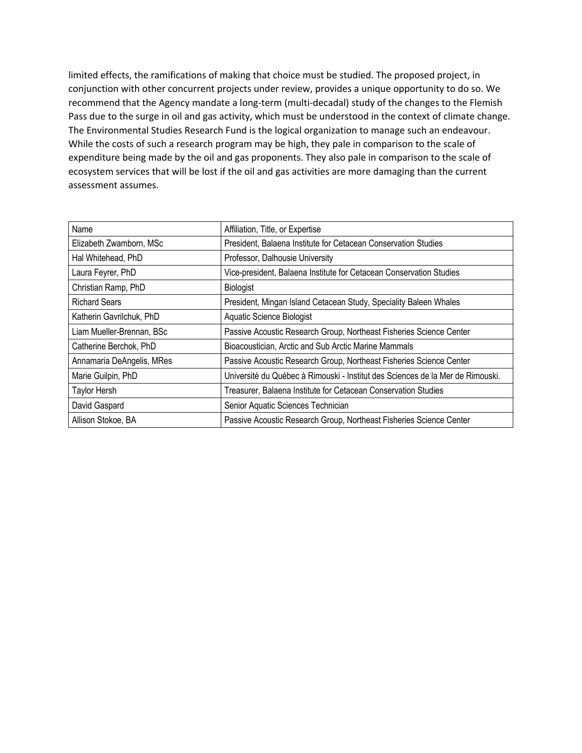limited effects, the ramifications of making that choice must be studied. The proposed project, in conjunction with other concurrent projects under review, provides a unique opportunity to do so. We recommend that the Agency mandate a long-term (multi-decadal) study of the changes to the Flemish Pass due to the surge in oil and gas activity, which must be understood in the context of climate change. The Environmental Studies Research Fund is the logical organization to manage such an endeavour. While the costs of such a research program may be high, they pale in comparison to the scale of expenditure being made by the oil and gas proponents. They also pale in comparison to the scale of ecosystem services that will be lost if the oil and gas activities are more damaging than the current assessment assumes.

| Name | Affiliation, Title, or Expertise |
| --- | --- |
| Elizabeth Zwamborn, MSc | President, Balaena Institute for Cetacean Conservation Studies |
| Hal Whitehead, PhD | Professor, Dalhousie University |
| Laura Feyrer, PhD | Vice-president, Balaena Institute for Cetacean Conservation Studies |
| Christian Ramp, PhD | Biologist |
| Richard Sears | President, Mingan Island Cetacean Study, Speciality Baleen Whales |
| Katherin Gavrilchuk, PhD | Aquatic Science Biologist |
| Liam Mueller-Brennan, BSc | Passive Acoustic Research Group, Northeast Fisheries Science Center |
| Catherine Berchok, PhD | Bioacoustician, Arctic and Sub Arctic Marine Mammals |
| Annamaria DeAngelis, MRes | Passive Acoustic Research Group, Northeast Fisheries Science Center |
| Marie Guilpin, PhD | Université du Québec à Rimouski - Institut des Sciences de la Mer de Rimouski. |
| Taylor Hersh | Treasurer, Balaena Institute for Cetacean Conservation Studies |
| David Gaspard | Senior Aquatic Sciences Technician |
| Allison Stokoe, BA | Passive Acoustic Research Group, Northeast Fisheries Science Center |